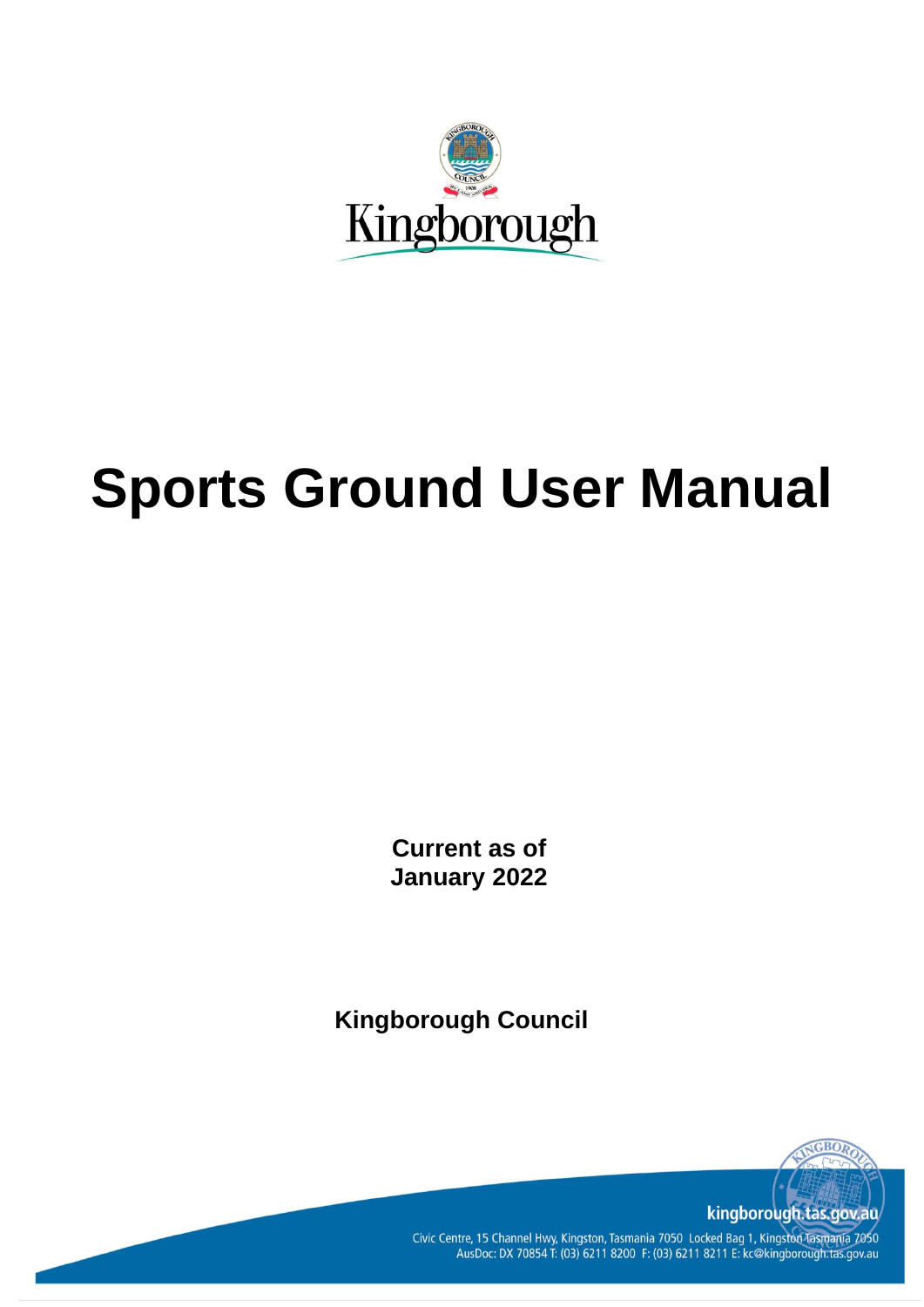# Sports Ground User Manual

**Current as of**
**January 2022**

**Kingborough Council**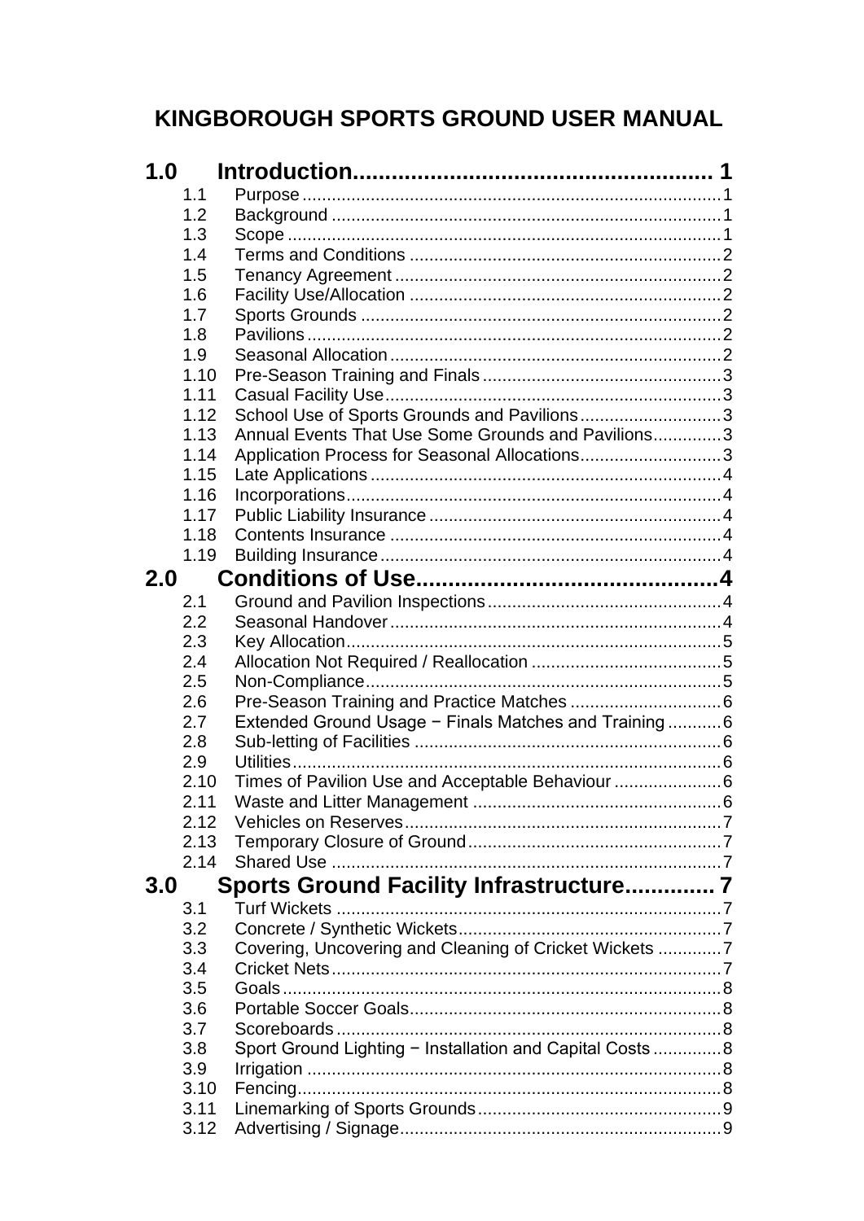# KINGBOROUGH SPORTS GROUND USER MANUAL

**1.0 Introduction ........................................................ 1**

- 1.1 Purpose ........................................................ 1
- 1.2 Background ........................................................ 1
- 1.3 Scope ........................................................ 1
- 1.4 Terms and Conditions ........................................................ 2
- 1.5 Tenancy Agreement ........................................................ 2
- 1.6 Facility Use/Allocation ........................................................ 2
- 1.7 Sports Grounds ........................................................ 2
- 1.8 Pavilions ........................................................ 2
- 1.9 Seasonal Allocation ........................................................ 2
- 1.10 Pre-Season Training and Finals ........................................................ 3
- 1.11 Casual Facility Use ........................................................ 3
- 1.12 School Use of Sports Grounds and Pavilions ........................................................ 3
- 1.13 Annual Events That Use Some Grounds and Pavilions ........................................................ 3
- 1.14 Application Process for Seasonal Allocations ........................................................ 3
- 1.15 Late Applications ........................................................ 4
- 1.16 Incorporations ........................................................ 4
- 1.17 Public Liability Insurance ........................................................ 4
- 1.18 Contents Insurance ........................................................ 4
- 1.19 Building Insurance ........................................................ 4

**2.0 Conditions of Use ........................................................ 4**

- 2.1 Ground and Pavilion Inspections ........................................................ 4
- 2.2 Seasonal Handover ........................................................ 4
- 2.3 Key Allocation ........................................................ 5
- 2.4 Allocation Not Required / Reallocation ........................................................ 5
- 2.5 Non-Compliance ........................................................ 5
- 2.6 Pre-Season Training and Practice Matches ........................................................ 6
- 2.7 Extended Ground Usage − Finals Matches and Training ........................................................ 6
- 2.8 Sub-letting of Facilities ........................................................ 6
- 2.9 Utilities ........................................................ 6
- 2.10 Times of Pavilion Use and Acceptable Behaviour ........................................................ 6
- 2.11 Waste and Litter Management ........................................................ 6
- 2.12 Vehicles on Reserves ........................................................ 7
- 2.13 Temporary Closure of Ground ........................................................ 7
- 2.14 Shared Use ........................................................ 7

**3.0 Sports Ground Facility Infrastructure ........................................................ 7**

- 3.1 Turf Wickets ........................................................ 7
- 3.2 Concrete / Synthetic Wickets ........................................................ 7
- 3.3 Covering, Uncovering and Cleaning of Cricket Wickets ........................................................ 7
- 3.4 Cricket Nets ........................................................ 7
- 3.5 Goals ........................................................ 8
- 3.6 Portable Soccer Goals ........................................................ 8
- 3.7 Scoreboards ........................................................ 8
- 3.8 Sport Ground Lighting − Installation and Capital Costs ........................................................ 8
- 3.9 Irrigation ........................................................ 8
- 3.10 Fencing ........................................................ 8
- 3.11 Linemarking of Sports Grounds ........................................................ 9
- 3.12 Advertising / Signage ........................................................ 9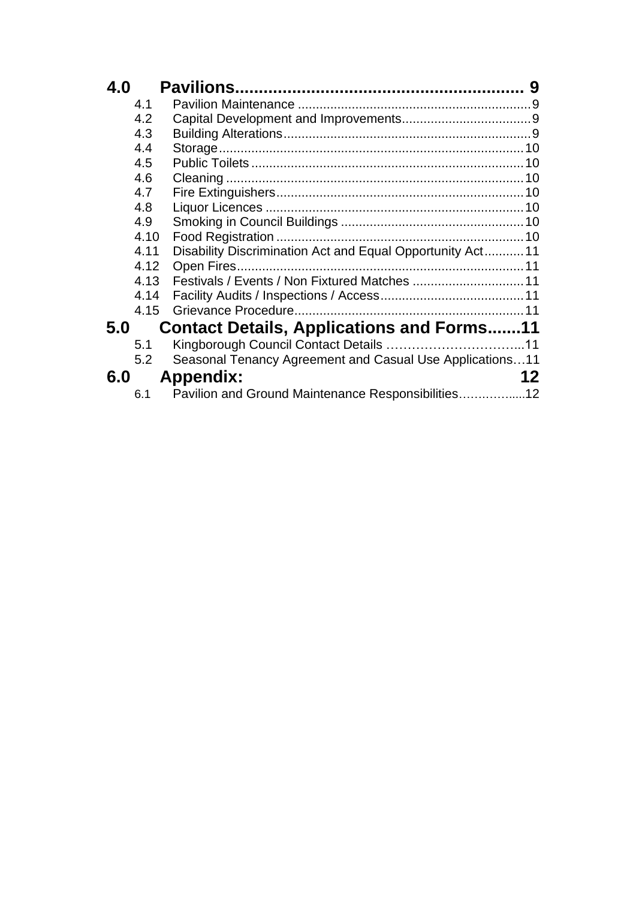**4.0 Pavilions........................................................ 9**

- 4.1 Pavilion Maintenance ........................................................ 9
- 4.2 Capital Development and Improvements.................................. 9
- 4.3 Building Alterations............................................................ 9
- 4.4 Storage........................................................................ 10
- 4.5 Public Toilets.................................................................. 10
- 4.6 Cleaning ...................................................................... 10
- 4.7 Fire Extinguishers.............................................................. 10
- 4.8 Liquor Licences ............................................................... 10
- 4.9 Smoking in Council Buildings ............................................... 10
- 4.10 Food Registration ............................................................ 10
- 4.11 Disability Discrimination Act and Equal Opportunity Act........... 11
- 4.12 Open Fires..................................................................... 11
- 4.13 Festivals / Events / Non Fixtured Matches ............................. 11
- 4.14 Facility Audits / Inspections / Access..................................... 11
- 4.15 Grievance Procedure.......................................................... 11

**5.0 Contact Details, Applications and Forms.......11**

- 5.1 Kingborough Council Contact Details …………………………...11
- 5.2 Seasonal Tenancy Agreement and Casual Use Applications…11

**6.0 Appendix: 12**

- 6.1 Pavilion and Ground Maintenance Responsibilities……….…....12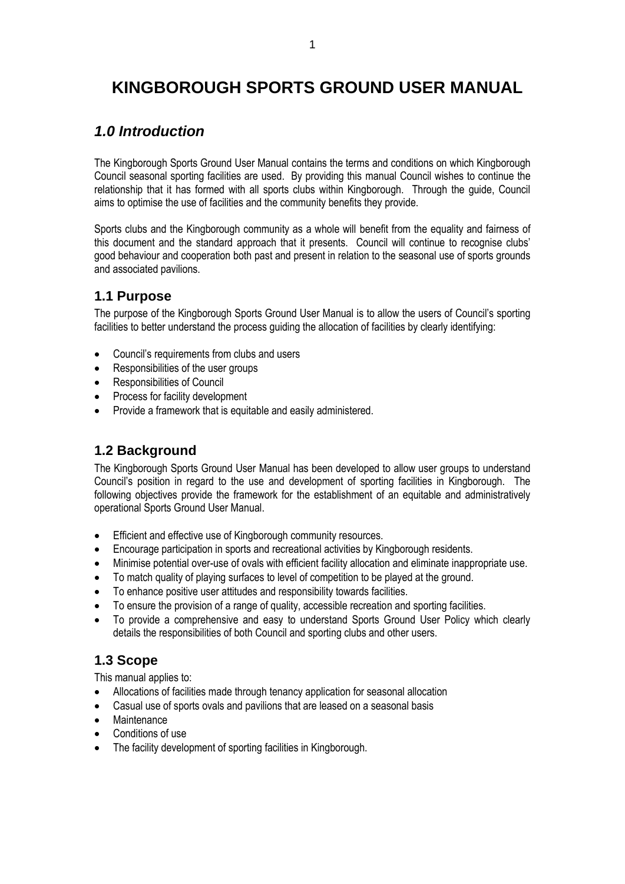# KINGBOROUGH SPORTS GROUND USER MANUAL

## *1.0 Introduction*

The Kingborough Sports Ground User Manual contains the terms and conditions on which Kingborough Council seasonal sporting facilities are used. By providing this manual Council wishes to continue the relationship that it has formed with all sports clubs within Kingborough. Through the guide, Council aims to optimise the use of facilities and the community benefits they provide.

Sports clubs and the Kingborough community as a whole will benefit from the equality and fairness of this document and the standard approach that it presents. Council will continue to recognise clubs' good behaviour and cooperation both past and present in relation to the seasonal use of sports grounds and associated pavilions.

### 1.1 Purpose

The purpose of the Kingborough Sports Ground User Manual is to allow the users of Council's sporting facilities to better understand the process guiding the allocation of facilities by clearly identifying:

- Council's requirements from clubs and users
- Responsibilities of the user groups
- Responsibilities of Council
- Process for facility development
- Provide a framework that is equitable and easily administered.

### 1.2 Background

The Kingborough Sports Ground User Manual has been developed to allow user groups to understand Council's position in regard to the use and development of sporting facilities in Kingborough. The following objectives provide the framework for the establishment of an equitable and administratively operational Sports Ground User Manual.

- Efficient and effective use of Kingborough community resources.
- Encourage participation in sports and recreational activities by Kingborough residents.
- Minimise potential over-use of ovals with efficient facility allocation and eliminate inappropriate use.
- To match quality of playing surfaces to level of competition to be played at the ground.
- To enhance positive user attitudes and responsibility towards facilities.
- To ensure the provision of a range of quality, accessible recreation and sporting facilities.
- To provide a comprehensive and easy to understand Sports Ground User Policy which clearly details the responsibilities of both Council and sporting clubs and other users.

### 1.3 Scope

This manual applies to:

- Allocations of facilities made through tenancy application for seasonal allocation
- Casual use of sports ovals and pavilions that are leased on a seasonal basis
- Maintenance
- Conditions of use
- The facility development of sporting facilities in Kingborough.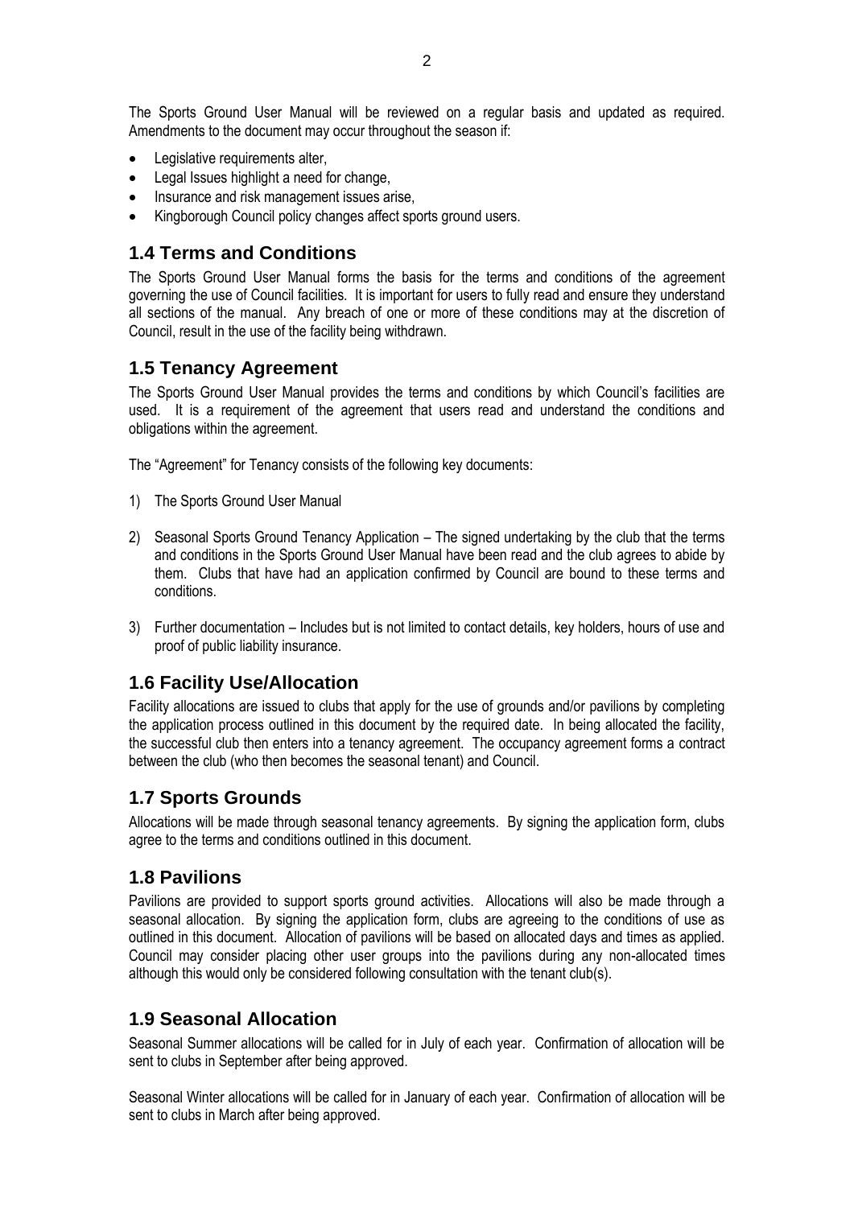The Sports Ground User Manual will be reviewed on a regular basis and updated as required. Amendments to the document may occur throughout the season if:

- Legislative requirements alter,
- Legal Issues highlight a need for change,
- Insurance and risk management issues arise,
- Kingborough Council policy changes affect sports ground users.

## 1.4 Terms and Conditions

The Sports Ground User Manual forms the basis for the terms and conditions of the agreement governing the use of Council facilities. It is important for users to fully read and ensure they understand all sections of the manual. Any breach of one or more of these conditions may at the discretion of Council, result in the use of the facility being withdrawn.

## 1.5 Tenancy Agreement

The Sports Ground User Manual provides the terms and conditions by which Council's facilities are used. It is a requirement of the agreement that users read and understand the conditions and obligations within the agreement.

The "Agreement" for Tenancy consists of the following key documents:

1) The Sports Ground User Manual

2) Seasonal Sports Ground Tenancy Application – The signed undertaking by the club that the terms and conditions in the Sports Ground User Manual have been read and the club agrees to abide by them. Clubs that have had an application confirmed by Council are bound to these terms and conditions.

3) Further documentation – Includes but is not limited to contact details, key holders, hours of use and proof of public liability insurance.

## 1.6 Facility Use/Allocation

Facility allocations are issued to clubs that apply for the use of grounds and/or pavilions by completing the application process outlined in this document by the required date. In being allocated the facility, the successful club then enters into a tenancy agreement. The occupancy agreement forms a contract between the club (who then becomes the seasonal tenant) and Council.

## 1.7 Sports Grounds

Allocations will be made through seasonal tenancy agreements. By signing the application form, clubs agree to the terms and conditions outlined in this document.

## 1.8 Pavilions

Pavilions are provided to support sports ground activities. Allocations will also be made through a seasonal allocation. By signing the application form, clubs are agreeing to the conditions of use as outlined in this document. Allocation of pavilions will be based on allocated days and times as applied. Council may consider placing other user groups into the pavilions during any non-allocated times although this would only be considered following consultation with the tenant club(s).

## 1.9 Seasonal Allocation

Seasonal Summer allocations will be called for in July of each year. Confirmation of allocation will be sent to clubs in September after being approved.

Seasonal Winter allocations will be called for in January of each year. Confirmation of allocation will be sent to clubs in March after being approved.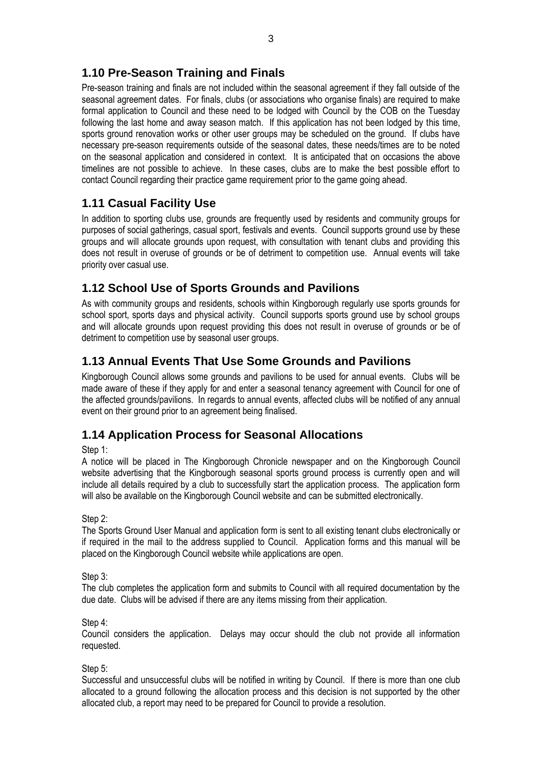## 1.10 Pre-Season Training and Finals

Pre-season training and finals are not included within the seasonal agreement if they fall outside of the seasonal agreement dates. For finals, clubs (or associations who organise finals) are required to make formal application to Council and these need to be lodged with Council by the COB on the Tuesday following the last home and away season match. If this application has not been lodged by this time, sports ground renovation works or other user groups may be scheduled on the ground. If clubs have necessary pre-season requirements outside of the seasonal dates, these needs/times are to be noted on the seasonal application and considered in context. It is anticipated that on occasions the above timelines are not possible to achieve. In these cases, clubs are to make the best possible effort to contact Council regarding their practice game requirement prior to the game going ahead.

## 1.11 Casual Facility Use

In addition to sporting clubs use, grounds are frequently used by residents and community groups for purposes of social gatherings, casual sport, festivals and events. Council supports ground use by these groups and will allocate grounds upon request, with consultation with tenant clubs and providing this does not result in overuse of grounds or be of detriment to competition use. Annual events will take priority over casual use.

## 1.12 School Use of Sports Grounds and Pavilions

As with community groups and residents, schools within Kingborough regularly use sports grounds for school sport, sports days and physical activity. Council supports sports ground use by school groups and will allocate grounds upon request providing this does not result in overuse of grounds or be of detriment to competition use by seasonal user groups.

## 1.13 Annual Events That Use Some Grounds and Pavilions

Kingborough Council allows some grounds and pavilions to be used for annual events. Clubs will be made aware of these if they apply for and enter a seasonal tenancy agreement with Council for one of the affected grounds/pavilions. In regards to annual events, affected clubs will be notified of any annual event on their ground prior to an agreement being finalised.

## 1.14 Application Process for Seasonal Allocations

Step 1:
A notice will be placed in The Kingborough Chronicle newspaper and on the Kingborough Council website advertising that the Kingborough seasonal sports ground process is currently open and will include all details required by a club to successfully start the application process. The application form will also be available on the Kingborough Council website and can be submitted electronically.

Step 2:
The Sports Ground User Manual and application form is sent to all existing tenant clubs electronically or if required in the mail to the address supplied to Council. Application forms and this manual will be placed on the Kingborough Council website while applications are open.

Step 3:
The club completes the application form and submits to Council with all required documentation by the due date. Clubs will be advised if there are any items missing from their application.

Step 4:
Council considers the application. Delays may occur should the club not provide all information requested.

Step 5:
Successful and unsuccessful clubs will be notified in writing by Council. If there is more than one club allocated to a ground following the allocation process and this decision is not supported by the other allocated club, a report may need to be prepared for Council to provide a resolution.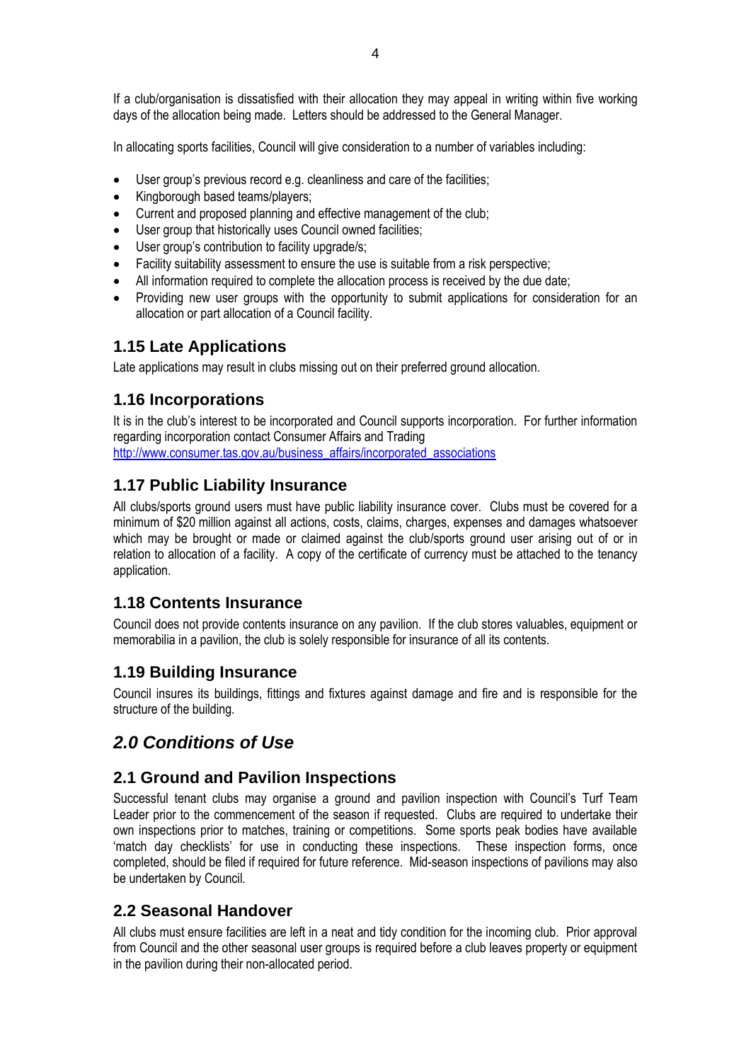If a club/organisation is dissatisfied with their allocation they may appeal in writing within five working days of the allocation being made. Letters should be addressed to the General Manager.

In allocating sports facilities, Council will give consideration to a number of variables including:

- User group's previous record e.g. cleanliness and care of the facilities;
- Kingborough based teams/players;
- Current and proposed planning and effective management of the club;
- User group that historically uses Council owned facilities;
- User group's contribution to facility upgrade/s;
- Facility suitability assessment to ensure the use is suitable from a risk perspective;
- All information required to complete the allocation process is received by the due date;
- Providing new user groups with the opportunity to submit applications for consideration for an allocation or part allocation of a Council facility.

## 1.15 Late Applications

Late applications may result in clubs missing out on their preferred ground allocation.

## 1.16 Incorporations

It is in the club's interest to be incorporated and Council supports incorporation. For further information regarding incorporation contact Consumer Affairs and Trading
http://www.consumer.tas.gov.au/business_affairs/incorporated_associations

## 1.17 Public Liability Insurance

All clubs/sports ground users must have public liability insurance cover. Clubs must be covered for a minimum of $20 million against all actions, costs, claims, charges, expenses and damages whatsoever which may be brought or made or claimed against the club/sports ground user arising out of or in relation to allocation of a facility. A copy of the certificate of currency must be attached to the tenancy application.

## 1.18 Contents Insurance

Council does not provide contents insurance on any pavilion. If the club stores valuables, equipment or memorabilia in a pavilion, the club is solely responsible for insurance of all its contents.

## 1.19 Building Insurance

Council insures its buildings, fittings and fixtures against damage and fire and is responsible for the structure of the building.

# *2.0 Conditions of Use*

## 2.1 Ground and Pavilion Inspections

Successful tenant clubs may organise a ground and pavilion inspection with Council's Turf Team Leader prior to the commencement of the season if requested. Clubs are required to undertake their own inspections prior to matches, training or competitions. Some sports peak bodies have available 'match day checklists' for use in conducting these inspections. These inspection forms, once completed, should be filed if required for future reference. Mid-season inspections of pavilions may also be undertaken by Council.

## 2.2 Seasonal Handover

All clubs must ensure facilities are left in a neat and tidy condition for the incoming club. Prior approval from Council and the other seasonal user groups is required before a club leaves property or equipment in the pavilion during their non-allocated period.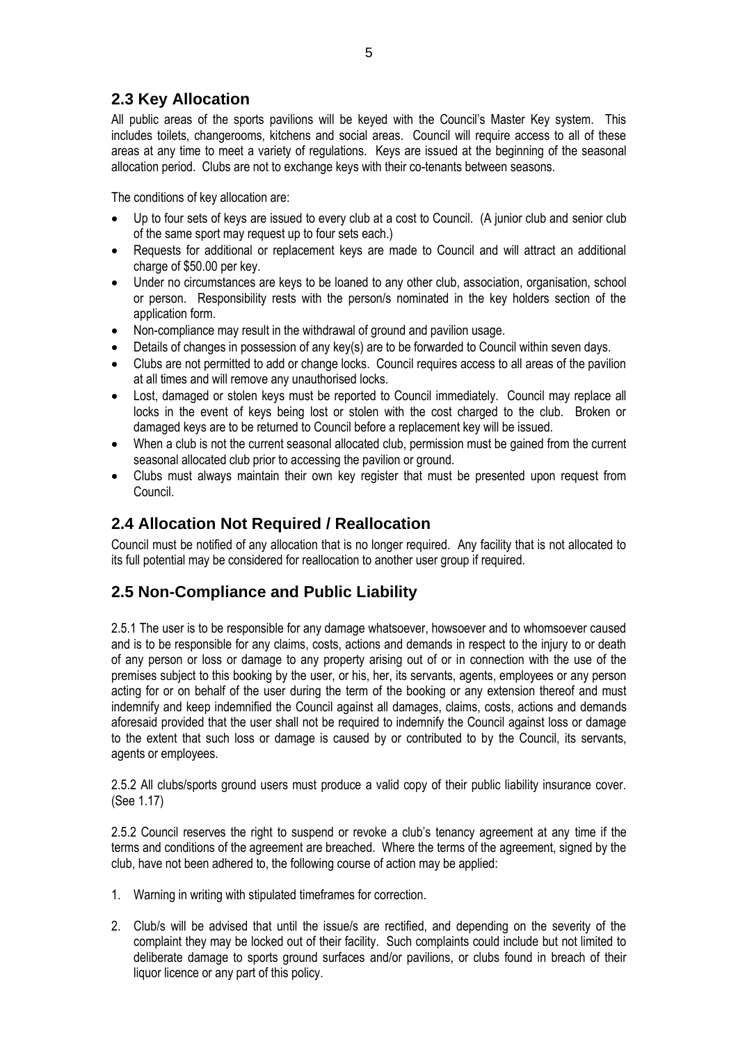## 2.3 Key Allocation

All public areas of the sports pavilions will be keyed with the Council's Master Key system. This includes toilets, changerooms, kitchens and social areas. Council will require access to all of these areas at any time to meet a variety of regulations. Keys are issued at the beginning of the seasonal allocation period. Clubs are not to exchange keys with their co-tenants between seasons.

The conditions of key allocation are:

- Up to four sets of keys are issued to every club at a cost to Council. (A junior club and senior club of the same sport may request up to four sets each.)
- Requests for additional or replacement keys are made to Council and will attract an additional charge of $50.00 per key.
- Under no circumstances are keys to be loaned to any other club, association, organisation, school or person. Responsibility rests with the person/s nominated in the key holders section of the application form.
- Non-compliance may result in the withdrawal of ground and pavilion usage.
- Details of changes in possession of any key(s) are to be forwarded to Council within seven days.
- Clubs are not permitted to add or change locks. Council requires access to all areas of the pavilion at all times and will remove any unauthorised locks.
- Lost, damaged or stolen keys must be reported to Council immediately. Council may replace all locks in the event of keys being lost or stolen with the cost charged to the club. Broken or damaged keys are to be returned to Council before a replacement key will be issued.
- When a club is not the current seasonal allocated club, permission must be gained from the current seasonal allocated club prior to accessing the pavilion or ground.
- Clubs must always maintain their own key register that must be presented upon request from Council.

## 2.4 Allocation Not Required / Reallocation

Council must be notified of any allocation that is no longer required. Any facility that is not allocated to its full potential may be considered for reallocation to another user group if required.

## 2.5 Non-Compliance and Public Liability

2.5.1 The user is to be responsible for any damage whatsoever, howsoever and to whomsoever caused and is to be responsible for any claims, costs, actions and demands in respect to the injury to or death of any person or loss or damage to any property arising out of or in connection with the use of the premises subject to this booking by the user, or his, her, its servants, agents, employees or any person acting for or on behalf of the user during the term of the booking or any extension thereof and must indemnify and keep indemnified the Council against all damages, claims, costs, actions and demands aforesaid provided that the user shall not be required to indemnify the Council against loss or damage to the extent that such loss or damage is caused by or contributed to by the Council, its servants, agents or employees.

2.5.2 All clubs/sports ground users must produce a valid copy of their public liability insurance cover. (See 1.17)

2.5.2 Council reserves the right to suspend or revoke a club's tenancy agreement at any time if the terms and conditions of the agreement are breached. Where the terms of the agreement, signed by the club, have not been adhered to, the following course of action may be applied:

1. Warning in writing with stipulated timeframes for correction.
2. Club/s will be advised that until the issue/s are rectified, and depending on the severity of the complaint they may be locked out of their facility. Such complaints could include but not limited to deliberate damage to sports ground surfaces and/or pavilions, or clubs found in breach of their liquor licence or any part of this policy.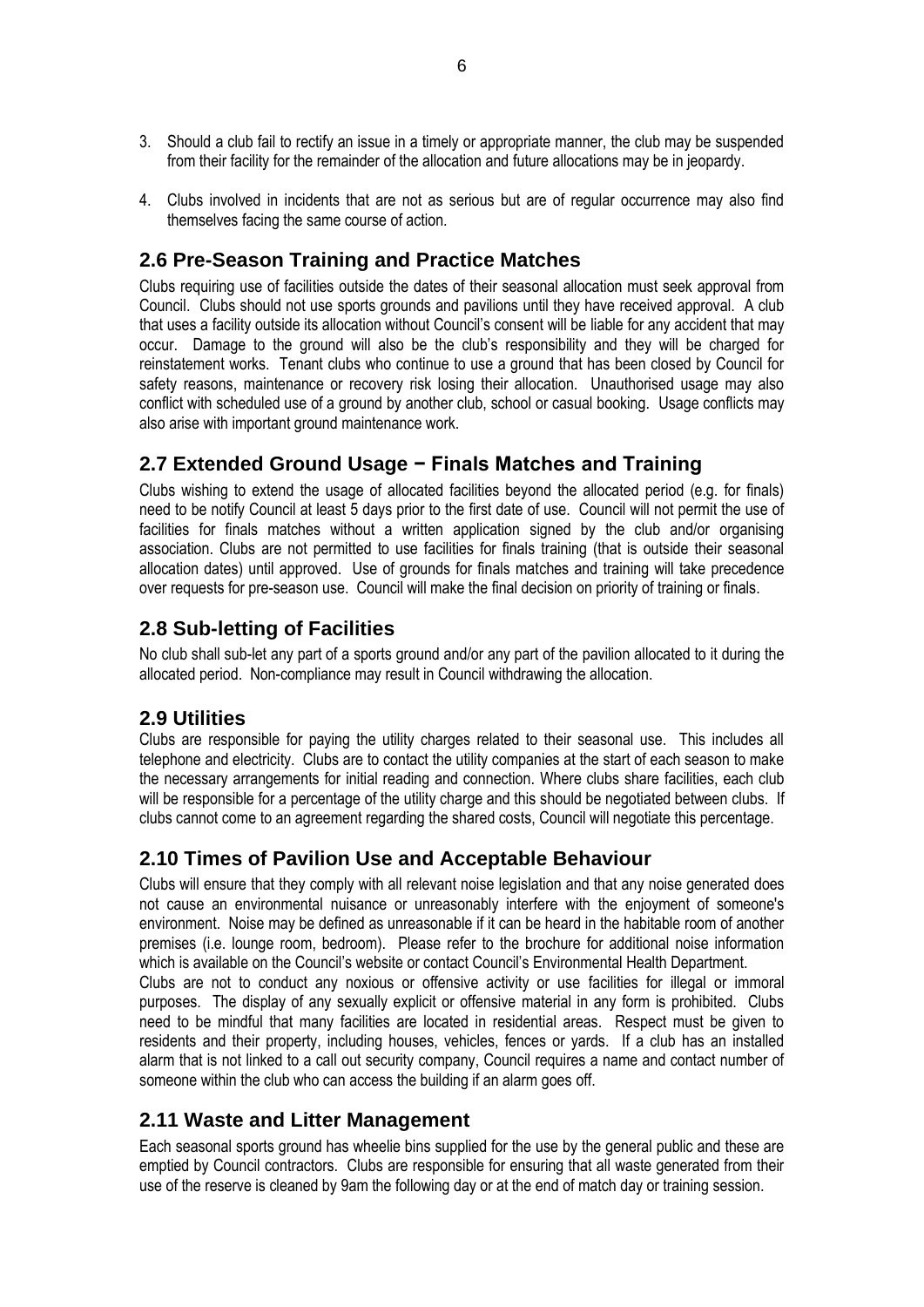3. Should a club fail to rectify an issue in a timely or appropriate manner, the club may be suspended from their facility for the remainder of the allocation and future allocations may be in jeopardy.

4. Clubs involved in incidents that are not as serious but are of regular occurrence may also find themselves facing the same course of action.

## 2.6 Pre-Season Training and Practice Matches

Clubs requiring use of facilities outside the dates of their seasonal allocation must seek approval from Council. Clubs should not use sports grounds and pavilions until they have received approval. A club that uses a facility outside its allocation without Council's consent will be liable for any accident that may occur. Damage to the ground will also be the club's responsibility and they will be charged for reinstatement works. Tenant clubs who continue to use a ground that has been closed by Council for safety reasons, maintenance or recovery risk losing their allocation. Unauthorised usage may also conflict with scheduled use of a ground by another club, school or casual booking. Usage conflicts may also arise with important ground maintenance work.

## 2.7 Extended Ground Usage − Finals Matches and Training

Clubs wishing to extend the usage of allocated facilities beyond the allocated period (e.g. for finals) need to be notify Council at least 5 days prior to the first date of use. Council will not permit the use of facilities for finals matches without a written application signed by the club and/or organising association. Clubs are not permitted to use facilities for finals training (that is outside their seasonal allocation dates) until approved. Use of grounds for finals matches and training will take precedence over requests for pre-season use. Council will make the final decision on priority of training or finals.

## 2.8 Sub-letting of Facilities

No club shall sub-let any part of a sports ground and/or any part of the pavilion allocated to it during the allocated period. Non-compliance may result in Council withdrawing the allocation.

## 2.9 Utilities

Clubs are responsible for paying the utility charges related to their seasonal use. This includes all telephone and electricity. Clubs are to contact the utility companies at the start of each season to make the necessary arrangements for initial reading and connection. Where clubs share facilities, each club will be responsible for a percentage of the utility charge and this should be negotiated between clubs. If clubs cannot come to an agreement regarding the shared costs, Council will negotiate this percentage.

## 2.10 Times of Pavilion Use and Acceptable Behaviour

Clubs will ensure that they comply with all relevant noise legislation and that any noise generated does not cause an environmental nuisance or unreasonably interfere with the enjoyment of someone's environment. Noise may be defined as unreasonable if it can be heard in the habitable room of another premises (i.e. lounge room, bedroom). Please refer to the brochure for additional noise information which is available on the Council's website or contact Council's Environmental Health Department.

Clubs are not to conduct any noxious or offensive activity or use facilities for illegal or immoral purposes. The display of any sexually explicit or offensive material in any form is prohibited. Clubs need to be mindful that many facilities are located in residential areas. Respect must be given to residents and their property, including houses, vehicles, fences or yards. If a club has an installed alarm that is not linked to a call out security company, Council requires a name and contact number of someone within the club who can access the building if an alarm goes off.

## 2.11 Waste and Litter Management

Each seasonal sports ground has wheelie bins supplied for the use by the general public and these are emptied by Council contractors. Clubs are responsible for ensuring that all waste generated from their use of the reserve is cleaned by 9am the following day or at the end of match day or training session.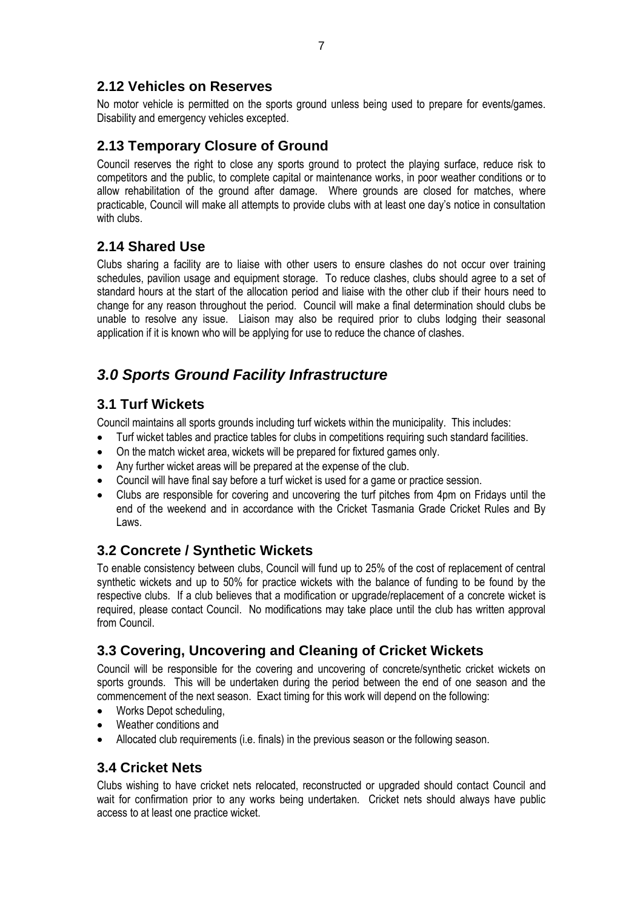## 2.12 Vehicles on Reserves

No motor vehicle is permitted on the sports ground unless being used to prepare for events/games. Disability and emergency vehicles excepted.

## 2.13 Temporary Closure of Ground

Council reserves the right to close any sports ground to protect the playing surface, reduce risk to competitors and the public, to complete capital or maintenance works, in poor weather conditions or to allow rehabilitation of the ground after damage. Where grounds are closed for matches, where practicable, Council will make all attempts to provide clubs with at least one day's notice in consultation with clubs.

## 2.14 Shared Use

Clubs sharing a facility are to liaise with other users to ensure clashes do not occur over training schedules, pavilion usage and equipment storage. To reduce clashes, clubs should agree to a set of standard hours at the start of the allocation period and liaise with the other club if their hours need to change for any reason throughout the period. Council will make a final determination should clubs be unable to resolve any issue. Liaison may also be required prior to clubs lodging their seasonal application if it is known who will be applying for use to reduce the chance of clashes.

# *3.0 Sports Ground Facility Infrastructure*

## 3.1 Turf Wickets

Council maintains all sports grounds including turf wickets within the municipality. This includes:

- Turf wicket tables and practice tables for clubs in competitions requiring such standard facilities.
- On the match wicket area, wickets will be prepared for fixtured games only.
- Any further wicket areas will be prepared at the expense of the club.
- Council will have final say before a turf wicket is used for a game or practice session.
- Clubs are responsible for covering and uncovering the turf pitches from 4pm on Fridays until the end of the weekend and in accordance with the Cricket Tasmania Grade Cricket Rules and By Laws.

## 3.2 Concrete / Synthetic Wickets

To enable consistency between clubs, Council will fund up to 25% of the cost of replacement of central synthetic wickets and up to 50% for practice wickets with the balance of funding to be found by the respective clubs. If a club believes that a modification or upgrade/replacement of a concrete wicket is required, please contact Council. No modifications may take place until the club has written approval from Council.

## 3.3 Covering, Uncovering and Cleaning of Cricket Wickets

Council will be responsible for the covering and uncovering of concrete/synthetic cricket wickets on sports grounds. This will be undertaken during the period between the end of one season and the commencement of the next season. Exact timing for this work will depend on the following:

- Works Depot scheduling,
- Weather conditions and
- Allocated club requirements (i.e. finals) in the previous season or the following season.

## 3.4 Cricket Nets

Clubs wishing to have cricket nets relocated, reconstructed or upgraded should contact Council and wait for confirmation prior to any works being undertaken. Cricket nets should always have public access to at least one practice wicket.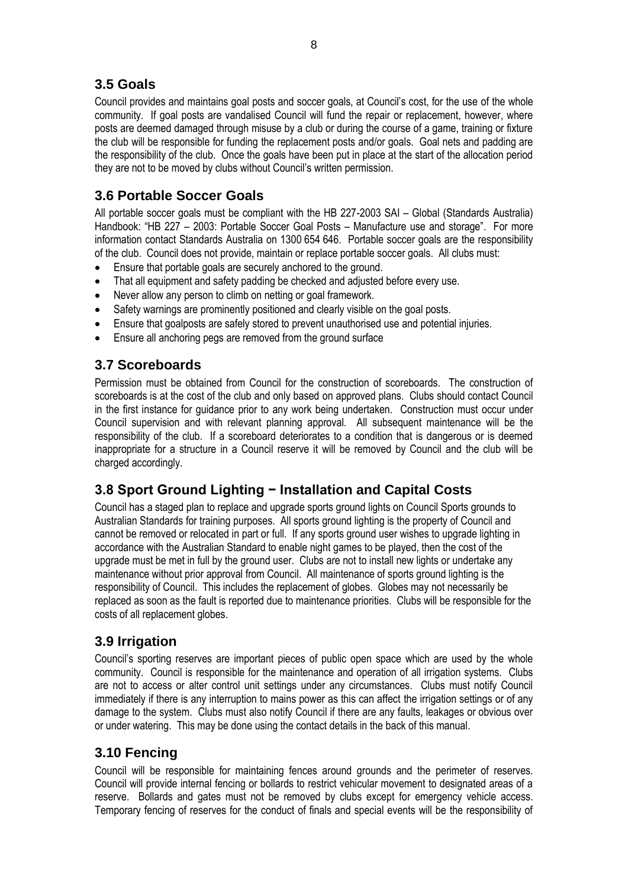## 3.5 Goals

Council provides and maintains goal posts and soccer goals, at Council's cost, for the use of the whole community. If goal posts are vandalised Council will fund the repair or replacement, however, where posts are deemed damaged through misuse by a club or during the course of a game, training or fixture the club will be responsible for funding the replacement posts and/or goals. Goal nets and padding are the responsibility of the club. Once the goals have been put in place at the start of the allocation period they are not to be moved by clubs without Council's written permission.

## 3.6 Portable Soccer Goals

All portable soccer goals must be compliant with the HB 227-2003 SAI – Global (Standards Australia) Handbook: "HB 227 – 2003: Portable Soccer Goal Posts – Manufacture use and storage". For more information contact Standards Australia on 1300 654 646. Portable soccer goals are the responsibility of the club. Council does not provide, maintain or replace portable soccer goals. All clubs must:

- Ensure that portable goals are securely anchored to the ground.
- That all equipment and safety padding be checked and adjusted before every use.
- Never allow any person to climb on netting or goal framework.
- Safety warnings are prominently positioned and clearly visible on the goal posts.
- Ensure that goalposts are safely stored to prevent unauthorised use and potential injuries.
- Ensure all anchoring pegs are removed from the ground surface

## 3.7 Scoreboards

Permission must be obtained from Council for the construction of scoreboards. The construction of scoreboards is at the cost of the club and only based on approved plans. Clubs should contact Council in the first instance for guidance prior to any work being undertaken. Construction must occur under Council supervision and with relevant planning approval. All subsequent maintenance will be the responsibility of the club. If a scoreboard deteriorates to a condition that is dangerous or is deemed inappropriate for a structure in a Council reserve it will be removed by Council and the club will be charged accordingly.

## 3.8 Sport Ground Lighting − Installation and Capital Costs

Council has a staged plan to replace and upgrade sports ground lights on Council Sports grounds to Australian Standards for training purposes. All sports ground lighting is the property of Council and cannot be removed or relocated in part or full. If any sports ground user wishes to upgrade lighting in accordance with the Australian Standard to enable night games to be played, then the cost of the upgrade must be met in full by the ground user. Clubs are not to install new lights or undertake any maintenance without prior approval from Council. All maintenance of sports ground lighting is the responsibility of Council. This includes the replacement of globes. Globes may not necessarily be replaced as soon as the fault is reported due to maintenance priorities. Clubs will be responsible for the costs of all replacement globes.

## 3.9 Irrigation

Council's sporting reserves are important pieces of public open space which are used by the whole community. Council is responsible for the maintenance and operation of all irrigation systems. Clubs are not to access or alter control unit settings under any circumstances. Clubs must notify Council immediately if there is any interruption to mains power as this can affect the irrigation settings or of any damage to the system. Clubs must also notify Council if there are any faults, leakages or obvious over or under watering. This may be done using the contact details in the back of this manual.

## 3.10 Fencing

Council will be responsible for maintaining fences around grounds and the perimeter of reserves. Council will provide internal fencing or bollards to restrict vehicular movement to designated areas of a reserve. Bollards and gates must not be removed by clubs except for emergency vehicle access. Temporary fencing of reserves for the conduct of finals and special events will be the responsibility of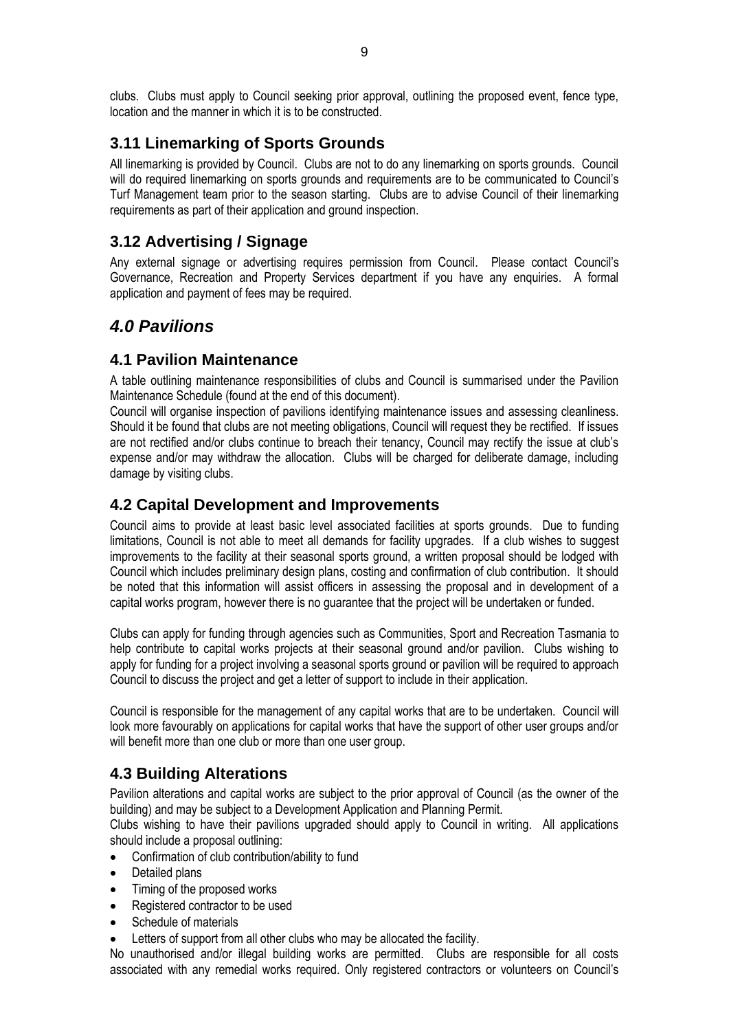clubs. Clubs must apply to Council seeking prior approval, outlining the proposed event, fence type, location and the manner in which it is to be constructed.

## 3.11 Linemarking of Sports Grounds

All linemarking is provided by Council. Clubs are not to do any linemarking on sports grounds. Council will do required linemarking on sports grounds and requirements are to be communicated to Council's Turf Management team prior to the season starting. Clubs are to advise Council of their linemarking requirements as part of their application and ground inspection.

## 3.12 Advertising / Signage

Any external signage or advertising requires permission from Council. Please contact Council's Governance, Recreation and Property Services department if you have any enquiries. A formal application and payment of fees may be required.

# *4.0 Pavilions*

## 4.1 Pavilion Maintenance

A table outlining maintenance responsibilities of clubs and Council is summarised under the Pavilion Maintenance Schedule (found at the end of this document).

Council will organise inspection of pavilions identifying maintenance issues and assessing cleanliness. Should it be found that clubs are not meeting obligations, Council will request they be rectified. If issues are not rectified and/or clubs continue to breach their tenancy, Council may rectify the issue at club's expense and/or may withdraw the allocation. Clubs will be charged for deliberate damage, including damage by visiting clubs.

## 4.2 Capital Development and Improvements

Council aims to provide at least basic level associated facilities at sports grounds. Due to funding limitations, Council is not able to meet all demands for facility upgrades. If a club wishes to suggest improvements to the facility at their seasonal sports ground, a written proposal should be lodged with Council which includes preliminary design plans, costing and confirmation of club contribution. It should be noted that this information will assist officers in assessing the proposal and in development of a capital works program, however there is no guarantee that the project will be undertaken or funded.

Clubs can apply for funding through agencies such as Communities, Sport and Recreation Tasmania to help contribute to capital works projects at their seasonal ground and/or pavilion. Clubs wishing to apply for funding for a project involving a seasonal sports ground or pavilion will be required to approach Council to discuss the project and get a letter of support to include in their application.

Council is responsible for the management of any capital works that are to be undertaken. Council will look more favourably on applications for capital works that have the support of other user groups and/or will benefit more than one club or more than one user group.

## 4.3 Building Alterations

Pavilion alterations and capital works are subject to the prior approval of Council (as the owner of the building) and may be subject to a Development Application and Planning Permit.

Clubs wishing to have their pavilions upgraded should apply to Council in writing. All applications should include a proposal outlining:

- Confirmation of club contribution/ability to fund
- Detailed plans
- Timing of the proposed works
- Registered contractor to be used
- Schedule of materials
- Letters of support from all other clubs who may be allocated the facility.

No unauthorised and/or illegal building works are permitted. Clubs are responsible for all costs associated with any remedial works required. Only registered contractors or volunteers on Council's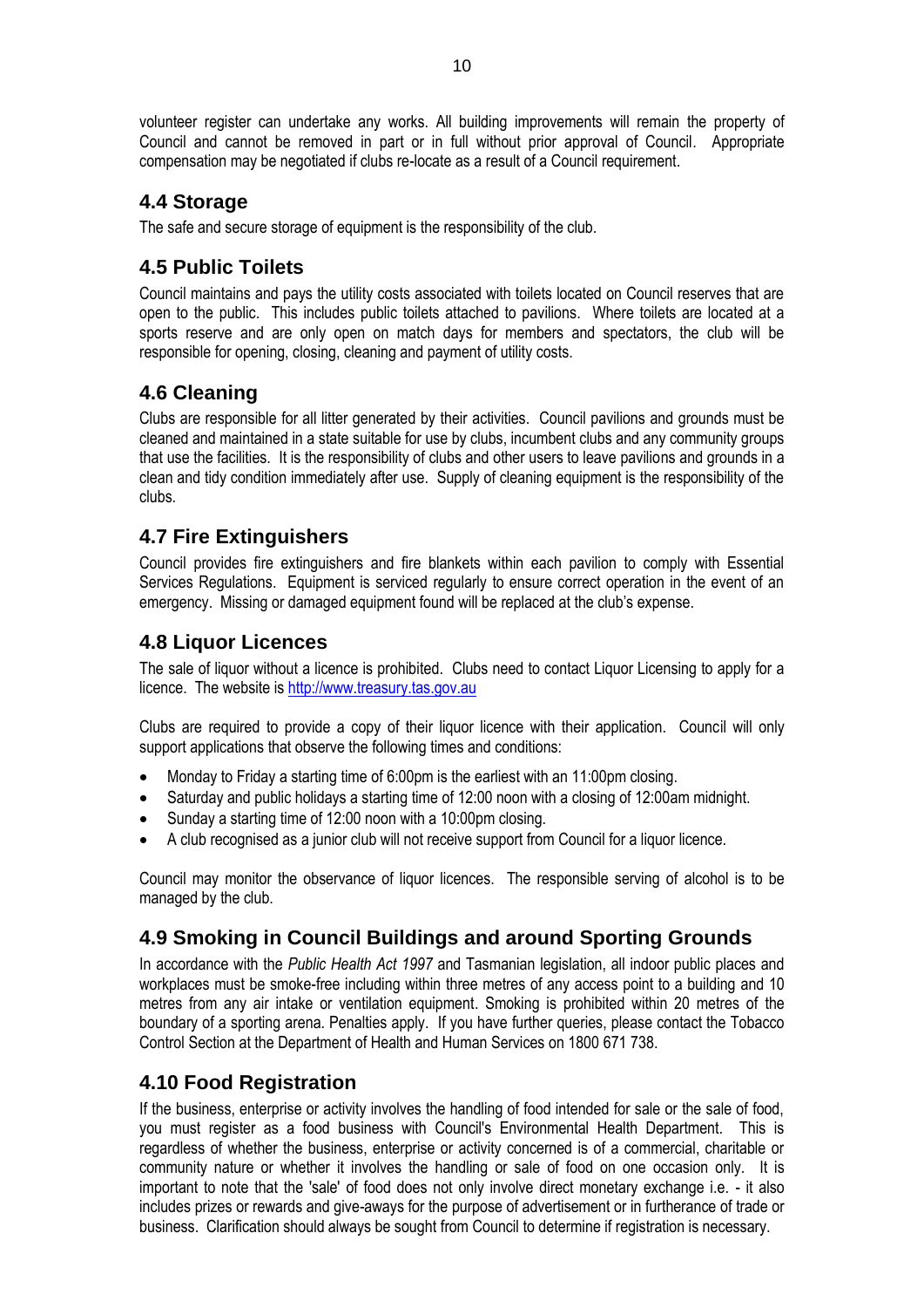volunteer register can undertake any works. All building improvements will remain the property of Council and cannot be removed in part or in full without prior approval of Council. Appropriate compensation may be negotiated if clubs re-locate as a result of a Council requirement.

## 4.4 Storage

The safe and secure storage of equipment is the responsibility of the club.

## 4.5 Public Toilets

Council maintains and pays the utility costs associated with toilets located on Council reserves that are open to the public. This includes public toilets attached to pavilions. Where toilets are located at a sports reserve and are only open on match days for members and spectators, the club will be responsible for opening, closing, cleaning and payment of utility costs.

## 4.6 Cleaning

Clubs are responsible for all litter generated by their activities. Council pavilions and grounds must be cleaned and maintained in a state suitable for use by clubs, incumbent clubs and any community groups that use the facilities. It is the responsibility of clubs and other users to leave pavilions and grounds in a clean and tidy condition immediately after use. Supply of cleaning equipment is the responsibility of the clubs.

## 4.7 Fire Extinguishers

Council provides fire extinguishers and fire blankets within each pavilion to comply with Essential Services Regulations. Equipment is serviced regularly to ensure correct operation in the event of an emergency. Missing or damaged equipment found will be replaced at the club's expense.

## 4.8 Liquor Licences

The sale of liquor without a licence is prohibited. Clubs need to contact Liquor Licensing to apply for a licence. The website is http://www.treasury.tas.gov.au

Clubs are required to provide a copy of their liquor licence with their application. Council will only support applications that observe the following times and conditions:

- Monday to Friday a starting time of 6:00pm is the earliest with an 11:00pm closing.
- Saturday and public holidays a starting time of 12:00 noon with a closing of 12:00am midnight.
- Sunday a starting time of 12:00 noon with a 10:00pm closing.
- A club recognised as a junior club will not receive support from Council for a liquor licence.

Council may monitor the observance of liquor licences. The responsible serving of alcohol is to be managed by the club.

## 4.9 Smoking in Council Buildings and around Sporting Grounds

In accordance with the *Public Health Act 1997* and Tasmanian legislation, all indoor public places and workplaces must be smoke-free including within three metres of any access point to a building and 10 metres from any air intake or ventilation equipment. Smoking is prohibited within 20 metres of the boundary of a sporting arena. Penalties apply. If you have further queries, please contact the Tobacco Control Section at the Department of Health and Human Services on 1800 671 738.

## 4.10 Food Registration

If the business, enterprise or activity involves the handling of food intended for sale or the sale of food, you must register as a food business with Council's Environmental Health Department. This is regardless of whether the business, enterprise or activity concerned is of a commercial, charitable or community nature or whether it involves the handling or sale of food on one occasion only. It is important to note that the 'sale' of food does not only involve direct monetary exchange i.e. - it also includes prizes or rewards and give-aways for the purpose of advertisement or in furtherance of trade or business. Clarification should always be sought from Council to determine if registration is necessary.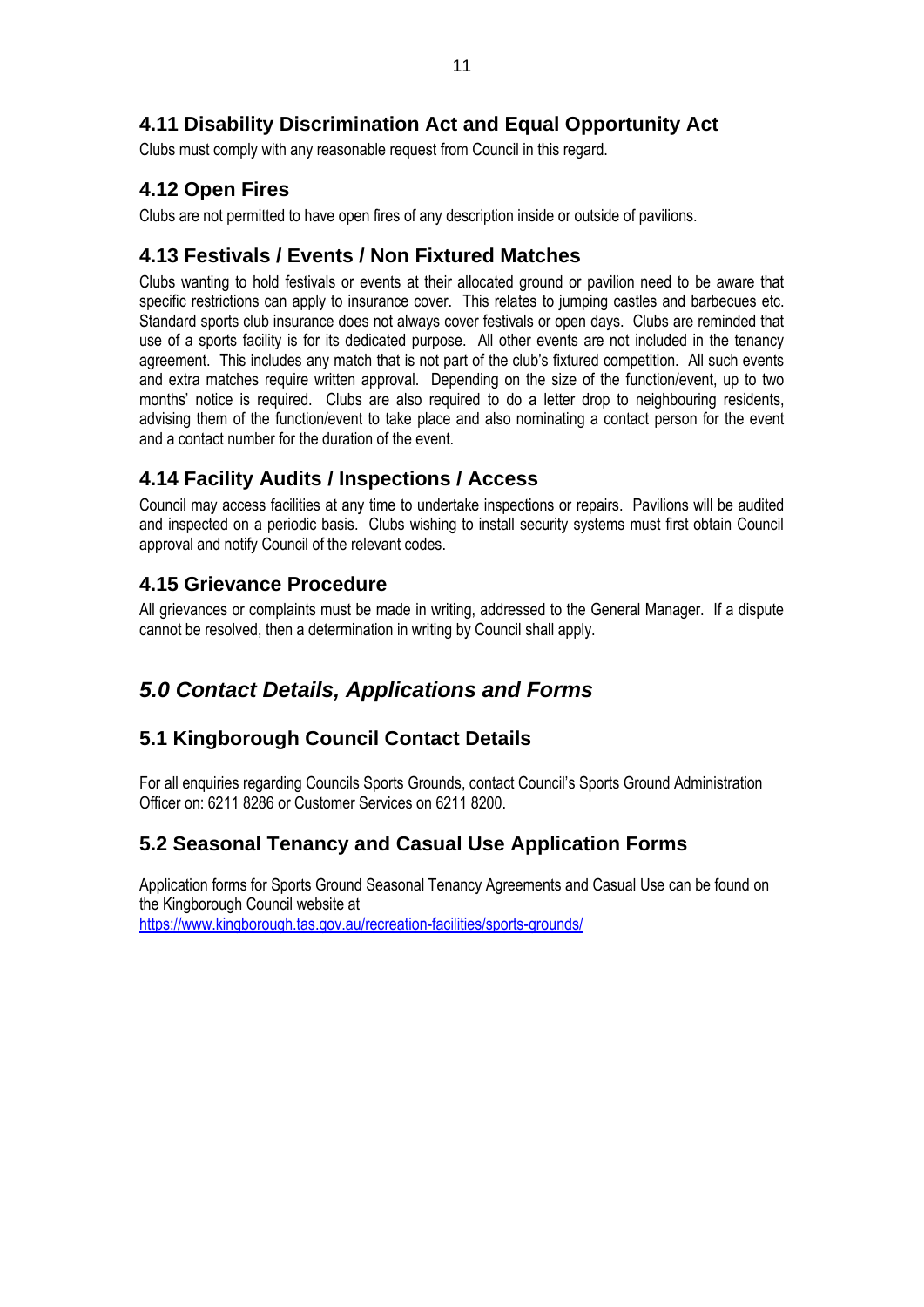## 4.11 Disability Discrimination Act and Equal Opportunity Act

Clubs must comply with any reasonable request from Council in this regard.

## 4.12 Open Fires

Clubs are not permitted to have open fires of any description inside or outside of pavilions.

## 4.13 Festivals / Events / Non Fixtured Matches

Clubs wanting to hold festivals or events at their allocated ground or pavilion need to be aware that specific restrictions can apply to insurance cover. This relates to jumping castles and barbecues etc. Standard sports club insurance does not always cover festivals or open days. Clubs are reminded that use of a sports facility is for its dedicated purpose. All other events are not included in the tenancy agreement. This includes any match that is not part of the club's fixtured competition. All such events and extra matches require written approval. Depending on the size of the function/event, up to two months' notice is required. Clubs are also required to do a letter drop to neighbouring residents, advising them of the function/event to take place and also nominating a contact person for the event and a contact number for the duration of the event.

## 4.14 Facility Audits / Inspections / Access

Council may access facilities at any time to undertake inspections or repairs. Pavilions will be audited and inspected on a periodic basis. Clubs wishing to install security systems must first obtain Council approval and notify Council of the relevant codes.

## 4.15 Grievance Procedure

All grievances or complaints must be made in writing, addressed to the General Manager. If a dispute cannot be resolved, then a determination in writing by Council shall apply.

# *5.0 Contact Details, Applications and Forms*

## 5.1 Kingborough Council Contact Details

For all enquiries regarding Councils Sports Grounds, contact Council's Sports Ground Administration Officer on: 6211 8286 or Customer Services on 6211 8200.

## 5.2 Seasonal Tenancy and Casual Use Application Forms

Application forms for Sports Ground Seasonal Tenancy Agreements and Casual Use can be found on the Kingborough Council website at
https://www.kingborough.tas.gov.au/recreation-facilities/sports-grounds/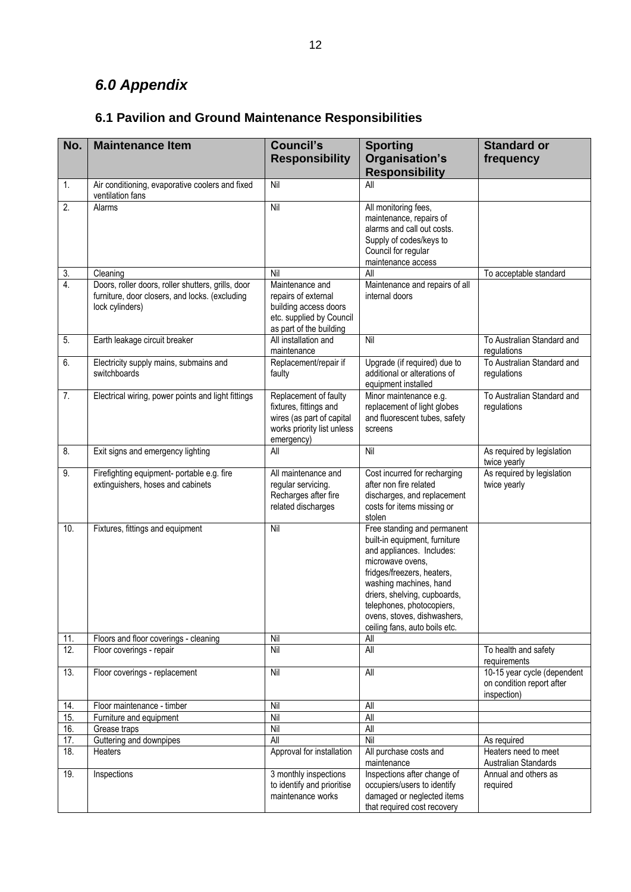## *6.0 Appendix*

### 6.1 Pavilion and Ground Maintenance Responsibilities

| No. | Maintenance Item | Council's Responsibility | Sporting Organisation's Responsibility | Standard or frequency |
|---|---|---|---|---|
| 1. | Air conditioning, evaporative coolers and fixed ventilation fans | Nil | All | |
| 2. | Alarms | Nil | All monitoring fees, maintenance, repairs of alarms and call out costs. Supply of codes/keys to Council for regular maintenance access | |
| 3. | Cleaning | Nil | All | To acceptable standard |
| 4. | Doors, roller doors, roller shutters, grills, door furniture, door closers, and locks. (excluding lock cylinders) | Maintenance and repairs of external building access doors etc. supplied by Council as part of the building | Maintenance and repairs of all internal doors | |
| 5. | Earth leakage circuit breaker | All installation and maintenance | Nil | To Australian Standard and regulations |
| 6. | Electricity supply mains, submains and switchboards | Replacement/repair if faulty | Upgrade (if required) due to additional or alterations of equipment installed | To Australian Standard and regulations |
| 7. | Electrical wiring, power points and light fittings | Replacement of faulty fixtures, fittings and wires (as part of capital works priority list unless emergency) | Minor maintenance e.g. replacement of light globes and fluorescent tubes, safety screens | To Australian Standard and regulations |
| 8. | Exit signs and emergency lighting | All | Nil | As required by legislation twice yearly |
| 9. | Firefighting equipment- portable e.g. fire extinguishers, hoses and cabinets | All maintenance and regular servicing. Recharges after fire related discharges | Cost incurred for recharging after non fire related discharges, and replacement costs for items missing or stolen | As required by legislation twice yearly |
| 10. | Fixtures, fittings and equipment | Nil | Free standing and permanent built-in equipment, furniture and appliances. Includes: microwave ovens, fridges/freezers, heaters, washing machines, hand driers, shelving, cupboards, telephones, photocopiers, ovens, stoves, dishwashers, ceiling fans, auto boils etc. | |
| 11. | Floors and floor coverings - cleaning | Nil | All | |
| 12. | Floor coverings - repair | Nil | All | To health and safety requirements |
| 13. | Floor coverings - replacement | Nil | All | 10-15 year cycle (dependent on condition report after inspection) |
| 14. | Floor maintenance - timber | Nil | All | |
| 15. | Furniture and equipment | Nil | All | |
| 16. | Grease traps | Nil | All | |
| 17. | Guttering and downpipes | All | Nil | As required |
| 18. | Heaters | Approval for installation | All purchase costs and maintenance | Heaters need to meet Australian Standards |
| 19. | Inspections | 3 monthly inspections to identify and prioritise maintenance works | Inspections after change of occupiers/users to identify damaged or neglected items that required cost recovery | Annual and others as required |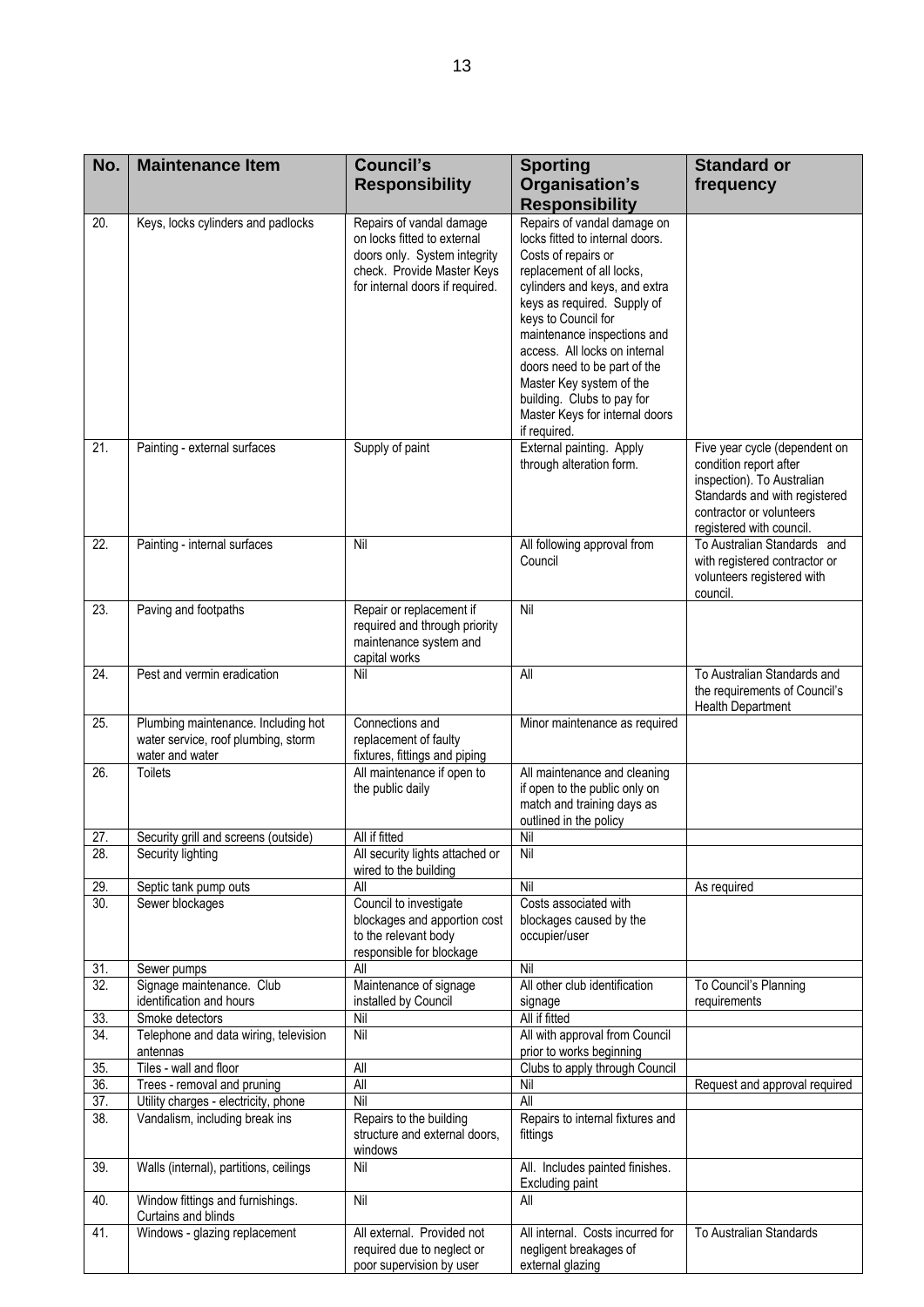| No. | Maintenance Item | Council's Responsibility | Sporting Organisation's Responsibility | Standard or frequency |
|---|---|---|---|---|
| 20. | Keys, locks cylinders and padlocks | Repairs of vandal damage on locks fitted to external doors only. System integrity check. Provide Master Keys for internal doors if required. | Repairs of vandal damage on locks fitted to internal doors. Costs of repairs or replacement of all locks, cylinders and keys, and extra keys as required. Supply of keys to Council for maintenance inspections and access. All locks on internal doors need to be part of the Master Key system of the building. Clubs to pay for Master Keys for internal doors if required. | |
| 21. | Painting - external surfaces | Supply of paint | External painting. Apply through alteration form. | Five year cycle (dependent on condition report after inspection). To Australian Standards and with registered contractor or volunteers registered with council. |
| 22. | Painting - internal surfaces | Nil | All following approval from Council | To Australian Standards and with registered contractor or volunteers registered with council. |
| 23. | Paving and footpaths | Repair or replacement if required and through priority maintenance system and capital works | Nil | |
| 24. | Pest and vermin eradication | Nil | All | To Australian Standards and the requirements of Council's Health Department |
| 25. | Plumbing maintenance. Including hot water service, roof plumbing, storm water and water | Connections and replacement of faulty fixtures, fittings and piping | Minor maintenance as required | |
| 26. | Toilets | All maintenance if open to the public daily | All maintenance and cleaning if open to the public only on match and training days as outlined in the policy | |
| 27. | Security grill and screens (outside) | All if fitted | Nil | |
| 28. | Security lighting | All security lights attached or wired to the building | Nil | |
| 29. | Septic tank pump outs | All | Nil | As required |
| 30. | Sewer blockages | Council to investigate blockages and apportion cost to the relevant body responsible for blockage | Costs associated with blockages caused by the occupier/user | |
| 31. | Sewer pumps | All | Nil | |
| 32. | Signage maintenance. Club identification and hours | Maintenance of signage installed by Council | All other club identification signage | To Council's Planning requirements |
| 33. | Smoke detectors | Nil | All if fitted | |
| 34. | Telephone and data wiring, television antennas | Nil | All with approval from Council prior to works beginning | |
| 35. | Tiles - wall and floor | All | Clubs to apply through Council | |
| 36. | Trees - removal and pruning | All | Nil | Request and approval required |
| 37. | Utility charges - electricity, phone | Nil | All | |
| 38. | Vandalism, including break ins | Repairs to the building structure and external doors, windows | Repairs to internal fixtures and fittings | |
| 39. | Walls (internal), partitions, ceilings | Nil | All. Includes painted finishes. Excluding paint | |
| 40. | Window fittings and furnishings. Curtains and blinds | Nil | All | |
| 41. | Windows - glazing replacement | All external. Provided not required due to neglect or poor supervision by user | All internal. Costs incurred for negligent breakages of external glazing | To Australian Standards |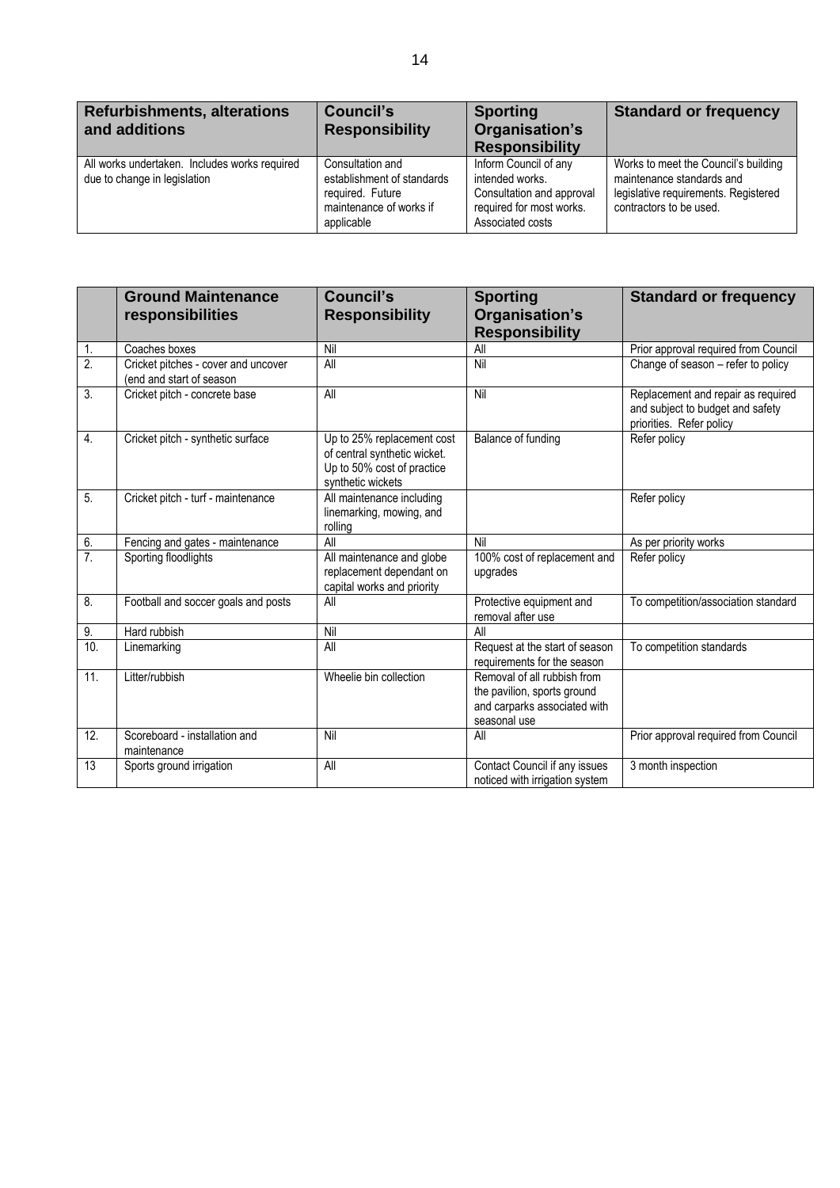| Refurbishments, alterations and additions | Council's Responsibility | Sporting Organisation's Responsibility | Standard or frequency |
|---|---|---|---|
| All works undertaken. Includes works required due to change in legislation | Consultation and establishment of standards required. Future maintenance of works if applicable | Inform Council of any intended works. Consultation and approval required for most works. Associated costs | Works to meet the Council's building maintenance standards and legislative requirements. Registered contractors to be used. |

| | Ground Maintenance responsibilities | Council's Responsibility | Sporting Organisation's Responsibility | Standard or frequency |
|---|---|---|---|---|
| 1. | Coaches boxes | Nil | All | Prior approval required from Council |
| 2. | Cricket pitches - cover and uncover (end and start of season | All | Nil | Change of season – refer to policy |
| 3. | Cricket pitch - concrete base | All | Nil | Replacement and repair as required and subject to budget and safety priorities. Refer policy |
| 4. | Cricket pitch - synthetic surface | Up to 25% replacement cost of central synthetic wicket. Up to 50% cost of practice synthetic wickets | Balance of funding | Refer policy |
| 5. | Cricket pitch - turf - maintenance | All maintenance including linemarking, mowing, and rolling | | Refer policy |
| 6. | Fencing and gates - maintenance | All | Nil | As per priority works |
| 7. | Sporting floodlights | All maintenance and globe replacement dependant on capital works and priority | 100% cost of replacement and upgrades | Refer policy |
| 8. | Football and soccer goals and posts | All | Protective equipment and removal after use | To competition/association standard |
| 9. | Hard rubbish | Nil | All | |
| 10. | Linemarking | All | Request at the start of season requirements for the season | To competition standards |
| 11. | Litter/rubbish | Wheelie bin collection | Removal of all rubbish from the pavilion, sports ground and carparks associated with seasonal use | |
| 12. | Scoreboard - installation and maintenance | Nil | All | Prior approval required from Council |
| 13 | Sports ground irrigation | All | Contact Council if any issues noticed with irrigation system | 3 month inspection |